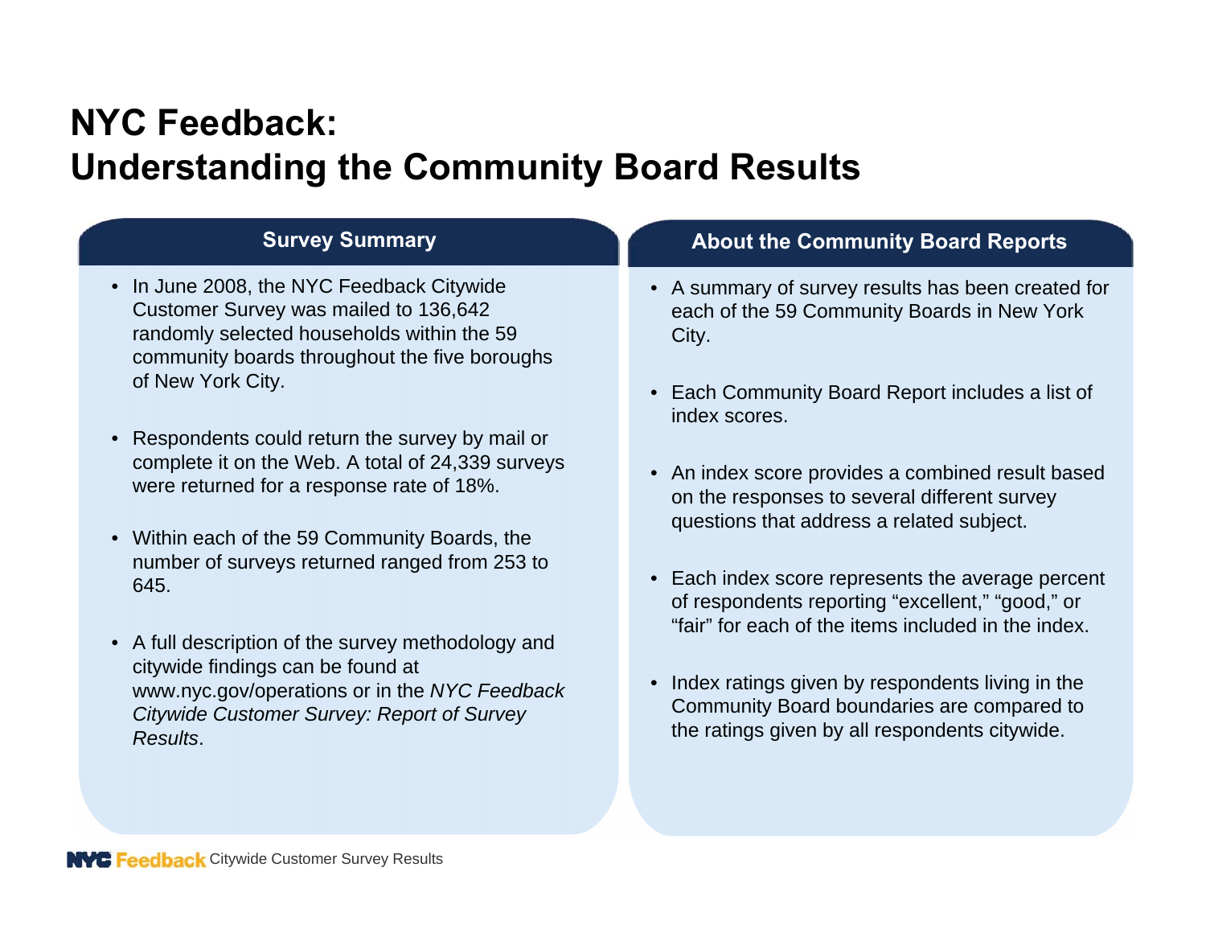# NYC Feedback: Understanding the Community Board Results

## Survey Summary

- In June 2008, the NYC Feedback Citywide Customer Survey was mailed to 136,642 randomly selected households within the 59 community boards throughout the five boroughs of New York City.
- Respondents could return the survey by mail or complete it on the Web. A total of 24,339 surveys were returned for a response rate of 18%.
- Within each of the 59 Community Boards, the number of surveys returned ranged from 253 to 645.
- A full description of the survey methodology and citywide findings can be found at www.nyc.gov/operations or in the *NYC Feedback Citywide Customer Survey: Report of Survey Results*.

## About the Community Board Reports

- A summary of survey results has been created for each of the 59 Community Boards in New York City.
- Each Community Board Report includes a list of index scores.
- An index score provides a combined result based on the responses to several different survey questions that address a related subject.
- Each index score represents the average percent of respondents reporting "excellent," "good," or "fair" for each of the items included in the index.
- Index ratings given by respondents living in the Community Board boundaries are compared to the ratings given by all respondents citywide.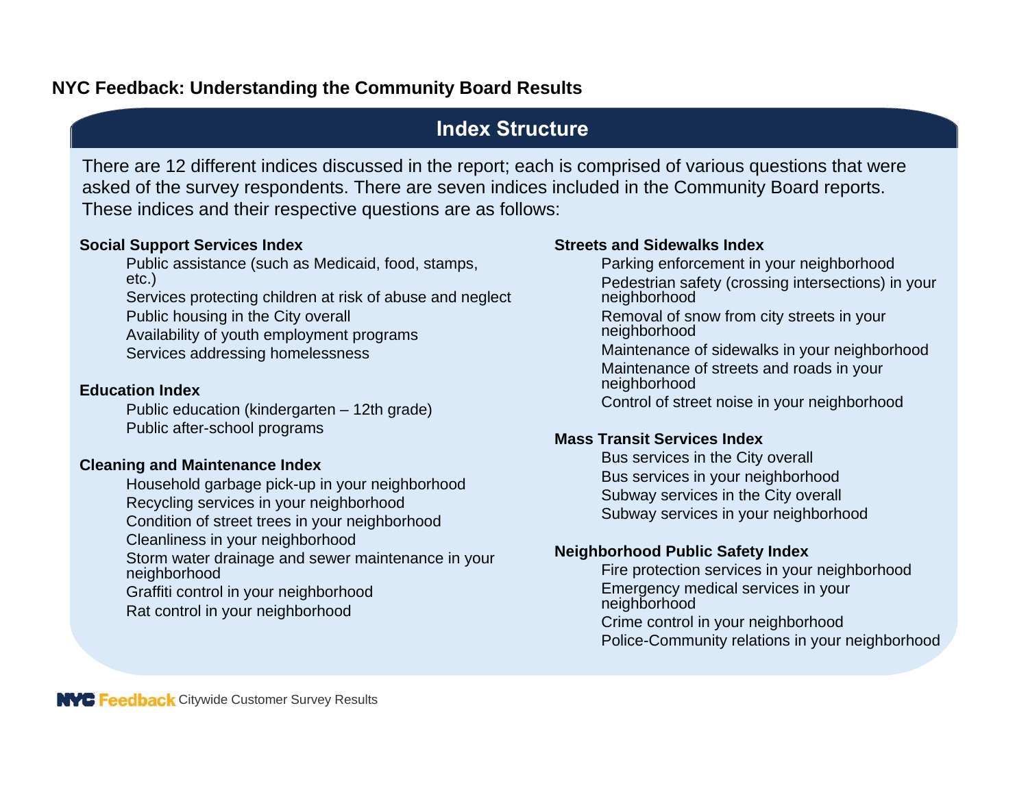## NYC Feedback: Understanding the Community Board Results

### Index Structure

There are 12 different indices discussed in the report; each is comprised of various questions that were asked of the survey respondents. There are seven indices included in the Community Board reports. These indices and their respective questions are as follows:

**Social Support Services Index**

- Public assistance (such as Medicaid, food, stamps, etc.)
- Services protecting children at risk of abuse and neglect
- Public housing in the City overall
- Availability of youth employment programs
- Services addressing homelessness

**Education Index**

- Public education (kindergarten – 12th grade)
- Public after-school programs

**Cleaning and Maintenance Index**

- Household garbage pick-up in your neighborhood
- Recycling services in your neighborhood
- Condition of street trees in your neighborhood
- Cleanliness in your neighborhood
- Storm water drainage and sewer maintenance in your neighborhood
- Graffiti control in your neighborhood
- Rat control in your neighborhood

**Streets and Sidewalks Index**

- Parking enforcement in your neighborhood
- Pedestrian safety (crossing intersections) in your neighborhood
- Removal of snow from city streets in your neighborhood
- Maintenance of sidewalks in your neighborhood
- Maintenance of streets and roads in your neighborhood
- Control of street noise in your neighborhood

**Mass Transit Services Index**

- Bus services in the City overall
- Bus services in your neighborhood
- Subway services in the City overall
- Subway services in your neighborhood

**Neighborhood Public Safety Index**

- Fire protection services in your neighborhood
- Emergency medical services in your neighborhood
- Crime control in your neighborhood
- Police-Community relations in your neighborhood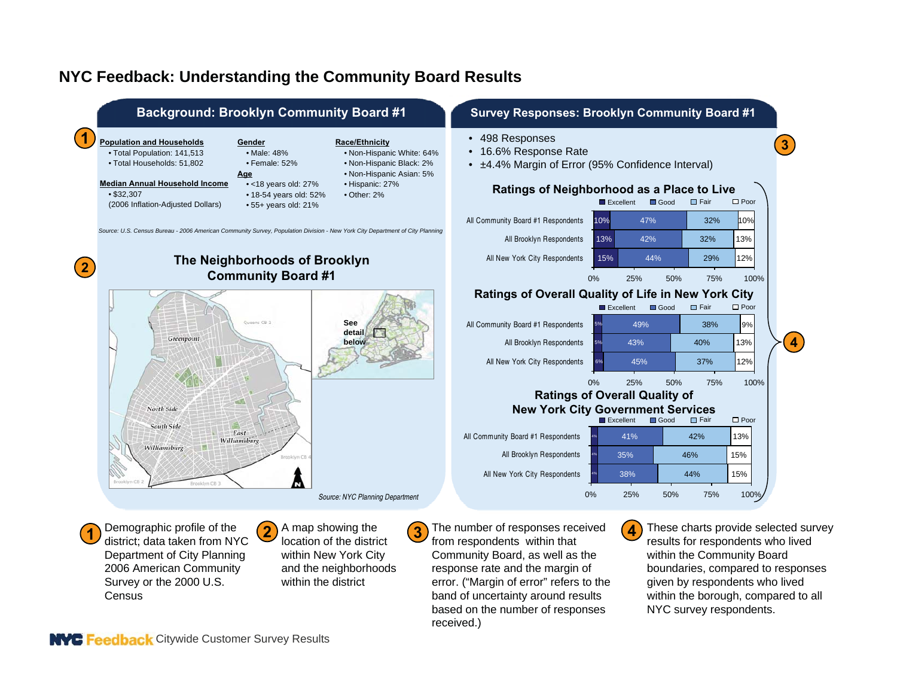# NYC Feedback: Understanding the Community Board Results

## Background: Brooklyn Community Board #1

**(1)**

**Population and Households**
- Total Population: 141,513
- Total Households: 51,802

**Median Annual Household Income**
- $32,307
  (2006 Inflation-Adjusted Dollars)

**Gender**
- Male: 48%
- Female: 52%

**Age**
- <18 years old: 27%
- 18-54 years old: 52%
- 55+ years old: 21%

**Race/Ethnicity**
- Non-Hispanic White: 64%
- Non-Hispanic Black: 2%
- Non-Hispanic Asian: 5%
- Hispanic: 27%
- Other: 2%

*Source: U.S. Census Bureau - 2006 American Community Survey, Population Division - New York City Department of City Planning*

**(2)**

### The Neighborhoods of Brooklyn Community Board #1

Greenpoint, North Side, South Side, Williamsburg, East Williamsburg, Queens CB 2, Brooklyn CB 4, Brooklyn CB 2, Brooklyn CB 3

See detail below

*Source: NYC Planning Department*

## Survey Responses: Brooklyn Community Board #1

**(3)**

- 498 Responses
- 16.6% Response Rate
- ±4.4% Margin of Error (95% Confidence Interval)

**(4)**

### Ratings of Neighborhood as a Place to Live

| | Excellent | Good | Fair | Poor |
|---|---|---|---|---|
| All Community Board #1 Respondents | 10% | 47% | 32% | 10% |
| All Brooklyn Respondents | 13% | 42% | 32% | 13% |
| All New York City Respondents | 15% | 44% | 29% | 12% |

### Ratings of Overall Quality of Life in New York City

| | Excellent | Good | Fair | Poor |
|---|---|---|---|---|
| All Community Board #1 Respondents | 5% | 49% | 38% | 9% |
| All Brooklyn Respondents | 5% | 43% | 40% | 13% |
| All New York City Respondents | 6% | 45% | 37% | 12% |

### Ratings of Overall Quality of New York City Government Services

| | Excellent | Good | Fair | Poor |
|---|---|---|---|---|
| All Community Board #1 Respondents | 4% | 41% | 42% | 13% |
| All Brooklyn Respondents | 4% | 35% | 46% | 15% |
| All New York City Respondents | 4% | 38% | 44% | 15% |

**(1)** Demographic profile of the district; data taken from NYC Department of City Planning 2006 American Community Survey or the 2000 U.S. Census

**(2)** A map showing the location of the district within New York City and the neighborhoods within the district

**(3)** The number of responses received from respondents within that Community Board, as well as the response rate and the margin of error. ("Margin of error" refers to the band of uncertainty around results based on the number of responses received.)

**(4)** These charts provide selected survey results for respondents who lived within the Community Board boundaries, compared to responses given by respondents who lived within the borough, compared to all NYC survey respondents.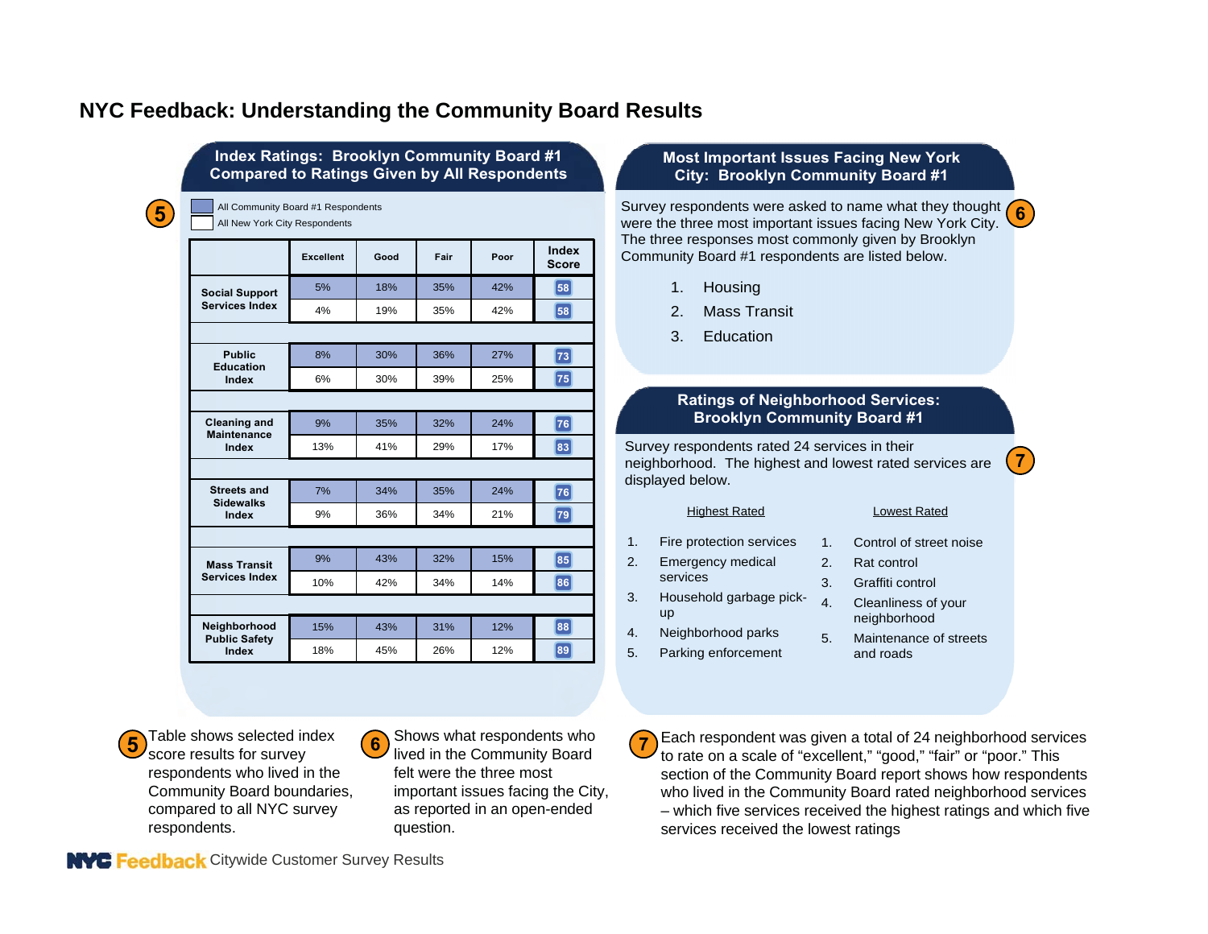# NYC Feedback: Understanding the Community Board Results

## Index Ratings: Brooklyn Community Board #1 Compared to Ratings Given by All Respondents

5

- All Community Board #1 Respondents (shaded rows)
- All New York City Respondents (white rows)

| | Respondents | Excellent | Good | Fair | Poor | Index Score |
|---|---|---|---|---|---|---|
| Social Support Services Index | All Community Board #1 Respondents | 5% | 18% | 35% | 42% | 58 |
| | All New York City Respondents | 4% | 19% | 35% | 42% | 58 |
| Public Education Index | All Community Board #1 Respondents | 8% | 30% | 36% | 27% | 73 |
| | All New York City Respondents | 6% | 30% | 39% | 25% | 75 |
| Cleaning and Maintenance Index | All Community Board #1 Respondents | 9% | 35% | 32% | 24% | 76 |
| | All New York City Respondents | 13% | 41% | 29% | 17% | 83 |
| Streets and Sidewalks Index | All Community Board #1 Respondents | 7% | 34% | 35% | 24% | 76 |
| | All New York City Respondents | 9% | 36% | 34% | 21% | 79 |
| Mass Transit Services Index | All Community Board #1 Respondents | 9% | 43% | 32% | 15% | 85 |
| | All New York City Respondents | 10% | 42% | 34% | 14% | 86 |
| Neighborhood Public Safety Index | All Community Board #1 Respondents | 15% | 43% | 31% | 12% | 88 |
| | All New York City Respondents | 18% | 45% | 26% | 12% | 89 |

## Most Important Issues Facing New York City: Brooklyn Community Board #1

6

Survey respondents were asked to name what they thought were the three most important issues facing New York City. The three responses most commonly given by Brooklyn Community Board #1 respondents are listed below.

1. Housing
2. Mass Transit
3. Education

## Ratings of Neighborhood Services: Brooklyn Community Board #1

7

Survey respondents rated 24 services in their neighborhood. The highest and lowest rated services are displayed below.

**Highest Rated**

1. Fire protection services
2. Emergency medical services
3. Household garbage pick-up
4. Neighborhood parks
5. Parking enforcement

**Lowest Rated**

1. Control of street noise
2. Rat control
3. Graffiti control
4. Cleanliness of your neighborhood
5. Maintenance of streets and roads

---

5 Table shows selected index score results for survey respondents who lived in the Community Board boundaries, compared to all NYC survey respondents.

6 Shows what respondents who lived in the Community Board felt were the three most important issues facing the City, as reported in an open-ended question.

7 Each respondent was given a total of 24 neighborhood services to rate on a scale of "excellent," "good," "fair" or "poor." This section of the Community Board report shows how respondents who lived in the Community Board rated neighborhood services – which five services received the highest ratings and which five services received the lowest ratings